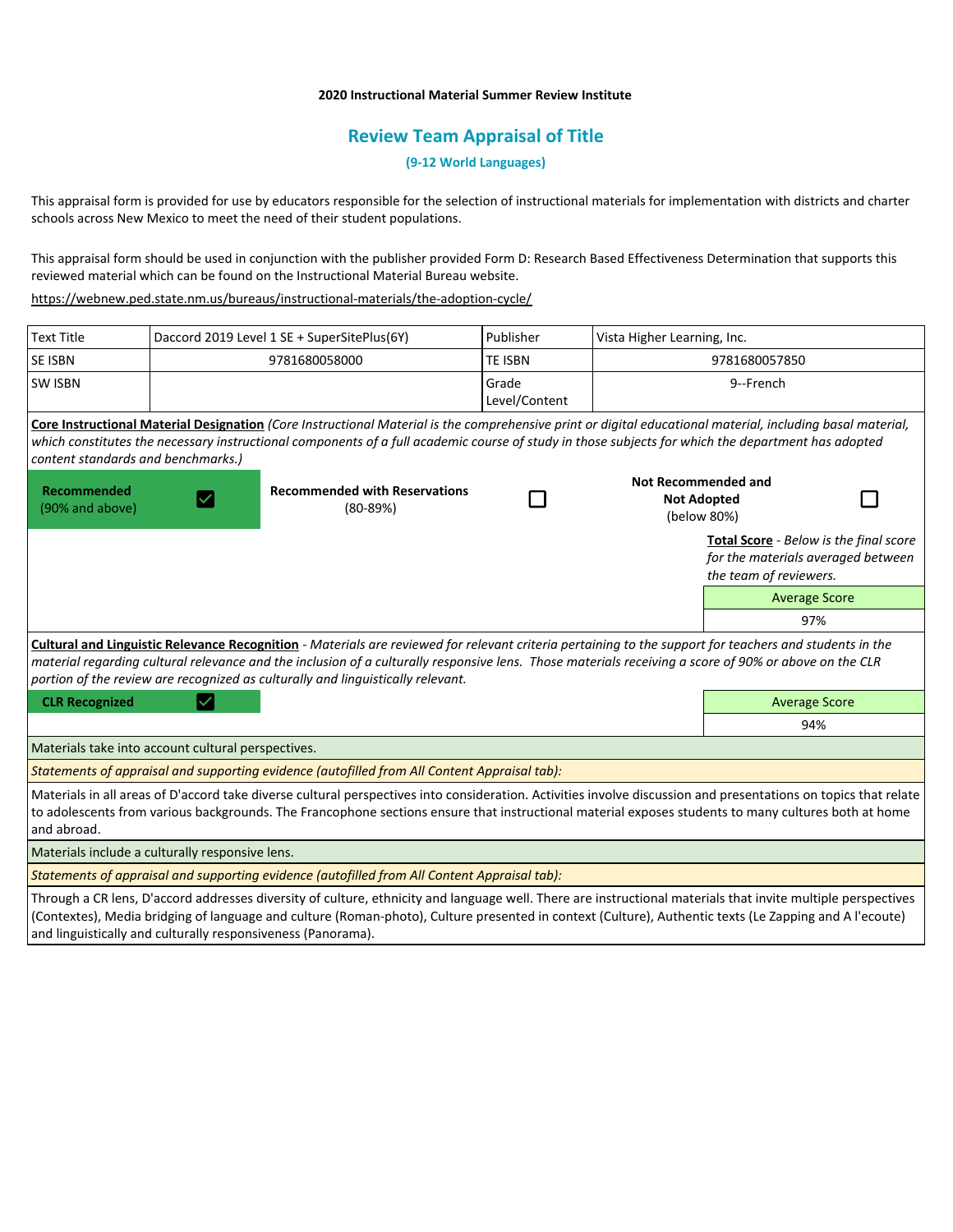**2020 Instructional Material Summer Review Institute**

## Review Team Appraisal of Title

**(9-12 World Languages)**

This appraisal form is provided for use by educators responsible for the selection of instructional materials for implementation with districts and charter schools across New Mexico to meet the need of their student populations.

This appraisal form should be used in conjunction with the publisher provided Form D: Research Based Effectiveness Determination that supports this reviewed material which can be found on the Instructional Material Bureau website.

https://webnew.ped.state.nm.us/bureaus/instructional-materials/the-adoption-cycle/

| Text Title | Daccord 2019 Level 1 SE + SuperSitePlus(6Y) | Publisher | Vista Higher Learning, Inc. |
|---|---|---|---|
| SE ISBN | 9781680058000 | TE ISBN | 9781680057850 |
| SW ISBN | | Grade Level/Content | 9--French |

**Core Instructional Material Designation** *(Core Instructional Material is the comprehensive print or digital educational material, including basal material, which constitutes the necessary instructional components of a full academic course of study in those subjects for which the department has adopted content standards and benchmarks.)*

| **Recommended** (90% and above) | ☑ | **Recommended with Reservations** (80-89%) | ☐ | **Not Recommended and Not Adopted** (below 80%) | ☐ |
|---|---|---|---|---|---|

**Total Score** - *Below is the final score for the materials averaged between the team of reviewers.*

| Average Score |
|---|
| 97% |

**Cultural and Linguistic Relevance Recognition** - *Materials are reviewed for relevant criteria pertaining to the support for teachers and students in the material regarding cultural relevance and the inclusion of a culturally responsive lens. Those materials receiving a score of 90% or above on the CLR portion of the review are recognized as culturally and linguistically relevant.*

| **CLR Recognized** | ☑ |
|---|---|

| Average Score |
|---|
| 94% |

Materials take into account cultural perspectives.

*Statements of appraisal and supporting evidence (autofilled from All Content Appraisal tab):*

Materials in all areas of D'accord take diverse cultural perspectives into consideration. Activities involve discussion and presentations on topics that relate to adolescents from various backgrounds. The Francophone sections ensure that instructional material exposes students to many cultures both at home and abroad.

Materials include a culturally responsive lens.

*Statements of appraisal and supporting evidence (autofilled from All Content Appraisal tab):*

Through a CR lens, D'accord addresses diversity of culture, ethnicity and language well. There are instructional materials that invite multiple perspectives (Contextes), Media bridging of language and culture (Roman-photo), Culture presented in context (Culture), Authentic texts (Le Zapping and A l'ecoute) and linguistically and culturally responsiveness (Panorama).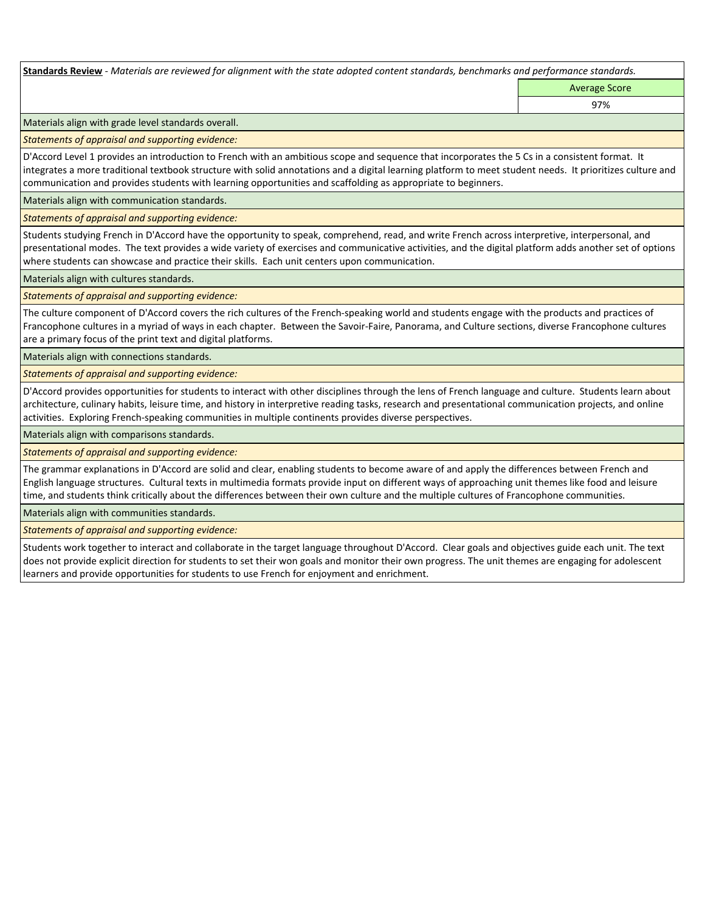**Standards Review** - *Materials are reviewed for alignment with the state adopted content standards, benchmarks and performance standards.*

| | Average Score |
|---|---|
| | 97% |

Materials align with grade level standards overall.

*Statements of appraisal and supporting evidence:*

D'Accord Level 1 provides an introduction to French with an ambitious scope and sequence that incorporates the 5 Cs in a consistent format. It integrates a more traditional textbook structure with solid annotations and a digital learning platform to meet student needs. It prioritizes culture and communication and provides students with learning opportunities and scaffolding as appropriate to beginners.

Materials align with communication standards.

*Statements of appraisal and supporting evidence:*

Students studying French in D'Accord have the opportunity to speak, comprehend, read, and write French across interpretive, interpersonal, and presentational modes. The text provides a wide variety of exercises and communicative activities, and the digital platform adds another set of options where students can showcase and practice their skills. Each unit centers upon communication.

Materials align with cultures standards.

*Statements of appraisal and supporting evidence:*

The culture component of D'Accord covers the rich cultures of the French-speaking world and students engage with the products and practices of Francophone cultures in a myriad of ways in each chapter. Between the Savoir-Faire, Panorama, and Culture sections, diverse Francophone cultures are a primary focus of the print text and digital platforms.

Materials align with connections standards.

*Statements of appraisal and supporting evidence:*

D'Accord provides opportunities for students to interact with other disciplines through the lens of French language and culture. Students learn about architecture, culinary habits, leisure time, and history in interpretive reading tasks, research and presentational communication projects, and online activities. Exploring French-speaking communities in multiple continents provides diverse perspectives.

Materials align with comparisons standards.

*Statements of appraisal and supporting evidence:*

The grammar explanations in D'Accord are solid and clear, enabling students to become aware of and apply the differences between French and English language structures. Cultural texts in multimedia formats provide input on different ways of approaching unit themes like food and leisure time, and students think critically about the differences between their own culture and the multiple cultures of Francophone communities.

Materials align with communities standards.

*Statements of appraisal and supporting evidence:*

Students work together to interact and collaborate in the target language throughout D'Accord. Clear goals and objectives guide each unit. The text does not provide explicit direction for students to set their won goals and monitor their own progress. The unit themes are engaging for adolescent learners and provide opportunities for students to use French for enjoyment and enrichment.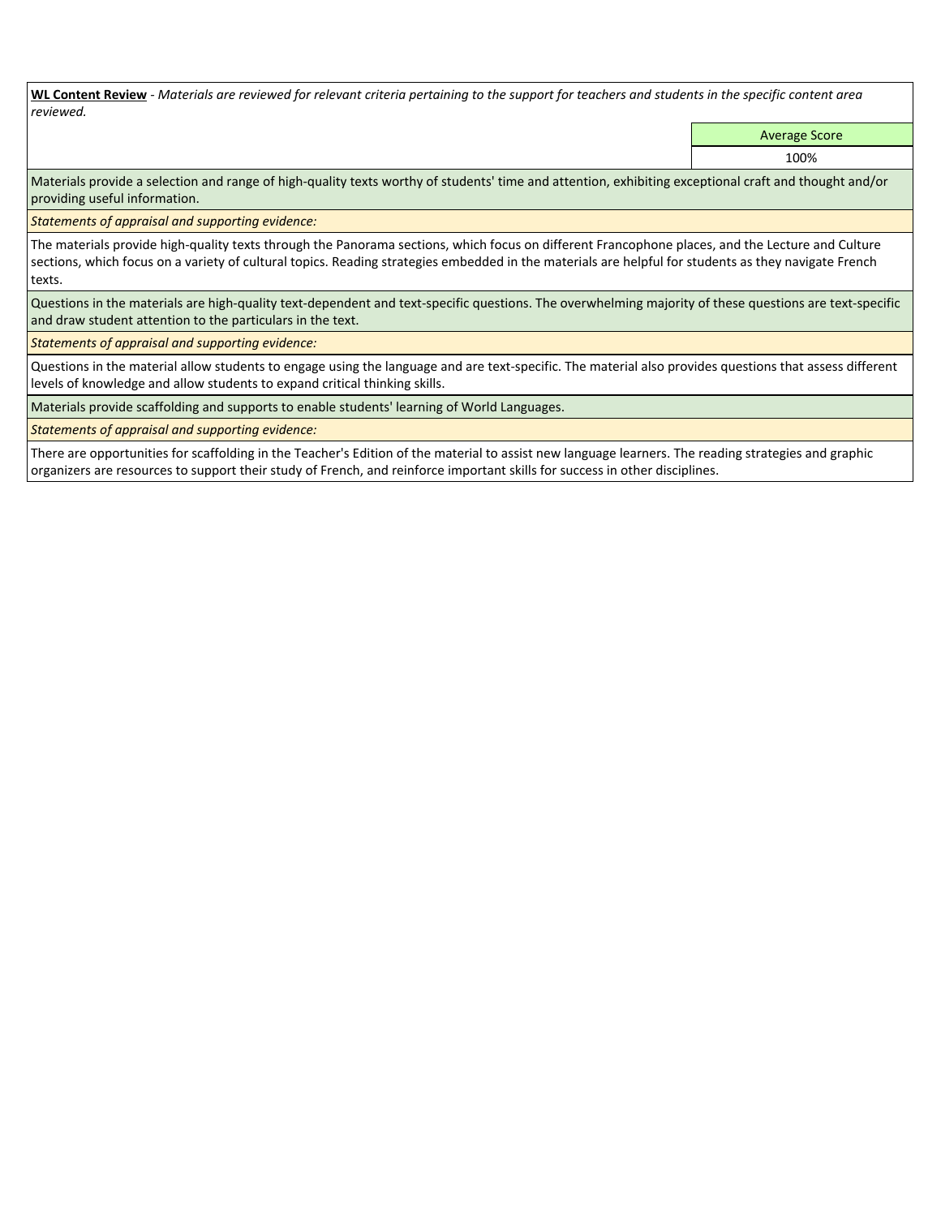**WL Content Review** - *Materials are reviewed for relevant criteria pertaining to the support for teachers and students in the specific content area reviewed.*

| | Average Score |
|---|---|
| | 100% |

Materials provide a selection and range of high-quality texts worthy of students' time and attention, exhibiting exceptional craft and thought and/or providing useful information.

*Statements of appraisal and supporting evidence:*

The materials provide high-quality texts through the Panorama sections, which focus on different Francophone places, and the Lecture and Culture sections, which focus on a variety of cultural topics. Reading strategies embedded in the materials are helpful for students as they navigate French texts.

Questions in the materials are high-quality text-dependent and text-specific questions. The overwhelming majority of these questions are text-specific and draw student attention to the particulars in the text.

*Statements of appraisal and supporting evidence:*

Questions in the material allow students to engage using the language and are text-specific. The material also provides questions that assess different levels of knowledge and allow students to expand critical thinking skills.

Materials provide scaffolding and supports to enable students' learning of World Languages.

*Statements of appraisal and supporting evidence:*

There are opportunities for scaffolding in the Teacher's Edition of the material to assist new language learners. The reading strategies and graphic organizers are resources to support their study of French, and reinforce important skills for success in other disciplines.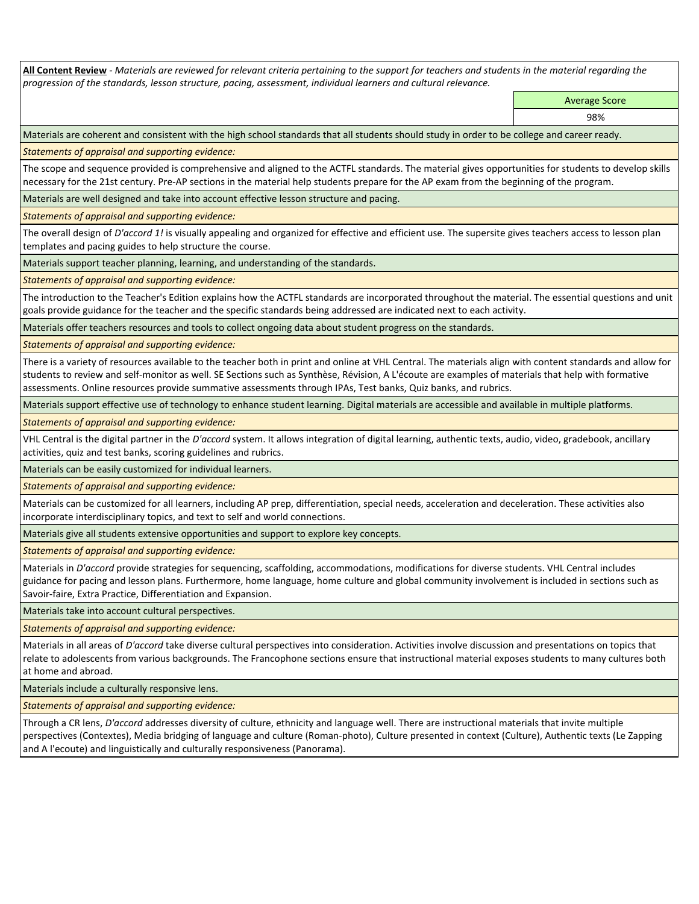**All Content Review** - *Materials are reviewed for relevant criteria pertaining to the support for teachers and students in the material regarding the progression of the standards, lesson structure, pacing, assessment, individual learners and cultural relevance.*

| Average Score |
|---|
| 98% |

Materials are coherent and consistent with the high school standards that all students should study in order to be college and career ready.

*Statements of appraisal and supporting evidence:*

The scope and sequence provided is comprehensive and aligned to the ACTFL standards. The material gives opportunities for students to develop skills necessary for the 21st century. Pre-AP sections in the material help students prepare for the AP exam from the beginning of the program.

Materials are well designed and take into account effective lesson structure and pacing.

*Statements of appraisal and supporting evidence:*

The overall design of *D'accord 1!* is visually appealing and organized for effective and efficient use. The supersite gives teachers access to lesson plan templates and pacing guides to help structure the course.

Materials support teacher planning, learning, and understanding of the standards.

*Statements of appraisal and supporting evidence:*

The introduction to the Teacher's Edition explains how the ACTFL standards are incorporated throughout the material. The essential questions and unit goals provide guidance for the teacher and the specific standards being addressed are indicated next to each activity.

Materials offer teachers resources and tools to collect ongoing data about student progress on the standards.

*Statements of appraisal and supporting evidence:*

There is a variety of resources available to the teacher both in print and online at VHL Central. The materials align with content standards and allow for students to review and self-monitor as well. SE Sections such as Synthèse, Révision, A L'écoute are examples of materials that help with formative assessments. Online resources provide summative assessments through IPAs, Test banks, Quiz banks, and rubrics.

Materials support effective use of technology to enhance student learning. Digital materials are accessible and available in multiple platforms.

*Statements of appraisal and supporting evidence:*

VHL Central is the digital partner in the *D'accord* system. It allows integration of digital learning, authentic texts, audio, video, gradebook, ancillary activities, quiz and test banks, scoring guidelines and rubrics.

Materials can be easily customized for individual learners.

*Statements of appraisal and supporting evidence:*

Materials can be customized for all learners, including AP prep, differentiation, special needs, acceleration and deceleration. These activities also incorporate interdisciplinary topics, and text to self and world connections.

Materials give all students extensive opportunities and support to explore key concepts.

*Statements of appraisal and supporting evidence:*

Materials in *D'accord* provide strategies for sequencing, scaffolding, accommodations, modifications for diverse students. VHL Central includes guidance for pacing and lesson plans. Furthermore, home language, home culture and global community involvement is included in sections such as Savoir-faire, Extra Practice, Differentiation and Expansion.

Materials take into account cultural perspectives.

*Statements of appraisal and supporting evidence:*

Materials in all areas of *D'accord* take diverse cultural perspectives into consideration. Activities involve discussion and presentations on topics that relate to adolescents from various backgrounds. The Francophone sections ensure that instructional material exposes students to many cultures both at home and abroad.

Materials include a culturally responsive lens.

*Statements of appraisal and supporting evidence:*

Through a CR lens, *D'accord* addresses diversity of culture, ethnicity and language well. There are instructional materials that invite multiple perspectives (Contextes), Media bridging of language and culture (Roman-photo), Culture presented in context (Culture), Authentic texts (Le Zapping and A l'ecoute) and linguistically and culturally responsiveness (Panorama).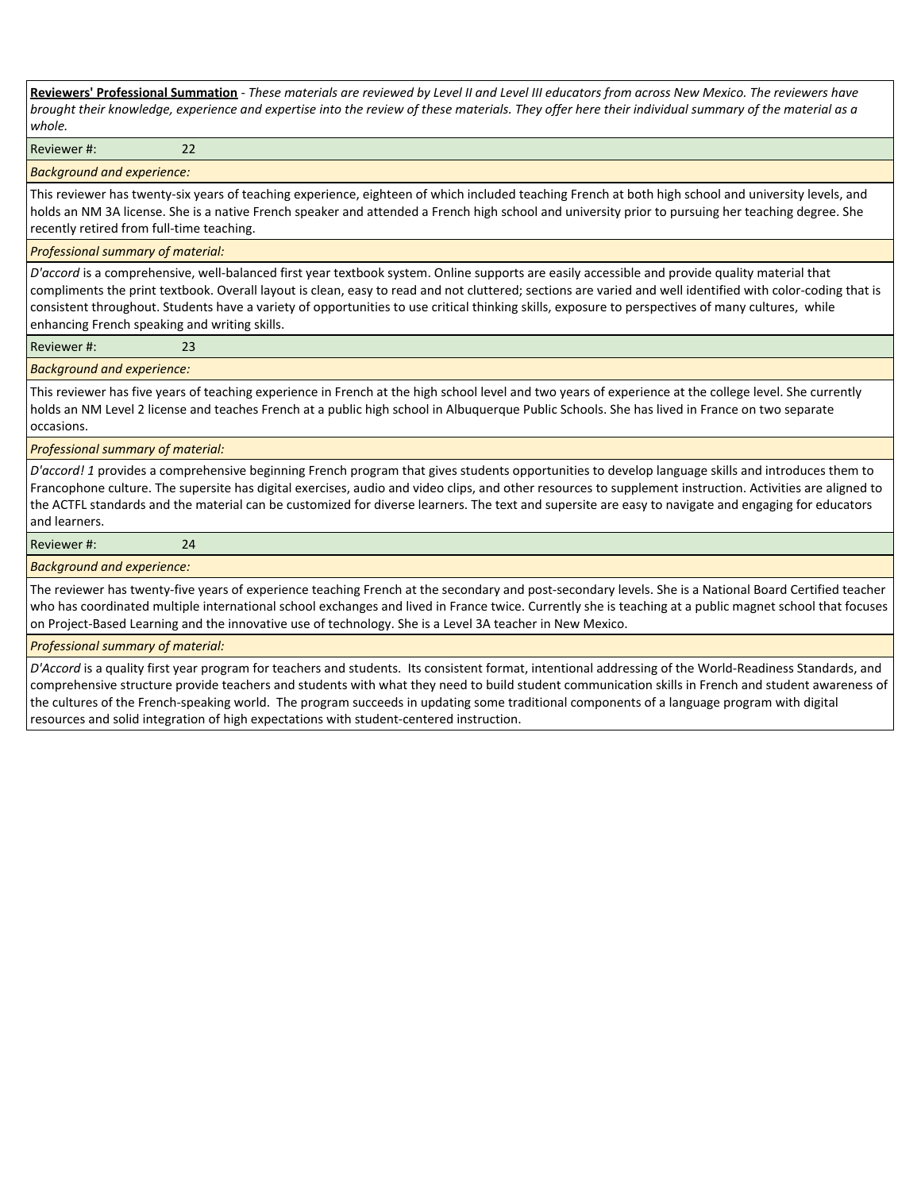**Reviewers' Professional Summation** - *These materials are reviewed by Level II and Level III educators from across New Mexico. The reviewers have brought their knowledge, experience and expertise into the review of these materials. They offer here their individual summary of the material as a whole.*

Reviewer #: 22

*Background and experience:*

This reviewer has twenty-six years of teaching experience, eighteen of which included teaching French at both high school and university levels, and holds an NM 3A license. She is a native French speaker and attended a French high school and university prior to pursuing her teaching degree. She recently retired from full-time teaching.

*Professional summary of material:*

*D'accord* is a comprehensive, well-balanced first year textbook system. Online supports are easily accessible and provide quality material that compliments the print textbook. Overall layout is clean, easy to read and not cluttered; sections are varied and well identified with color-coding that is consistent throughout. Students have a variety of opportunities to use critical thinking skills, exposure to perspectives of many cultures, while enhancing French speaking and writing skills.

Reviewer #: 23

*Background and experience:*

This reviewer has five years of teaching experience in French at the high school level and two years of experience at the college level. She currently holds an NM Level 2 license and teaches French at a public high school in Albuquerque Public Schools. She has lived in France on two separate occasions.

*Professional summary of material:*

*D'accord! 1* provides a comprehensive beginning French program that gives students opportunities to develop language skills and introduces them to Francophone culture. The supersite has digital exercises, audio and video clips, and other resources to supplement instruction. Activities are aligned to the ACTFL standards and the material can be customized for diverse learners. The text and supersite are easy to navigate and engaging for educators and learners.

Reviewer #: 24

*Background and experience:*

The reviewer has twenty-five years of experience teaching French at the secondary and post-secondary levels. She is a National Board Certified teacher who has coordinated multiple international school exchanges and lived in France twice. Currently she is teaching at a public magnet school that focuses on Project-Based Learning and the innovative use of technology. She is a Level 3A teacher in New Mexico.

*Professional summary of material:*

*D'Accord* is a quality first year program for teachers and students. Its consistent format, intentional addressing of the World-Readiness Standards, and comprehensive structure provide teachers and students with what they need to build student communication skills in French and student awareness of the cultures of the French-speaking world. The program succeeds in updating some traditional components of a language program with digital resources and solid integration of high expectations with student-centered instruction.